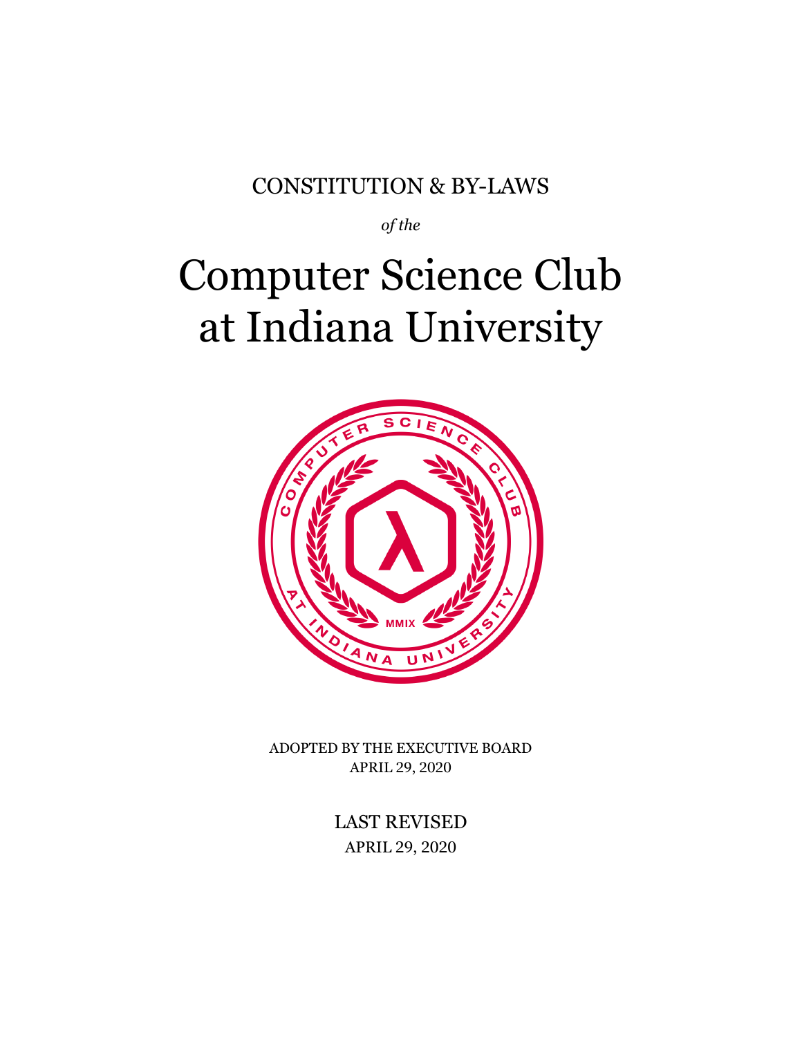CONSTITUTION & BY-LAWS

*of the*

# Computer Science Club at Indiana University

ADOPTED BY THE EXECUTIVE BOARD
APRIL 29, 2020

LAST REVISED
APRIL 29, 2020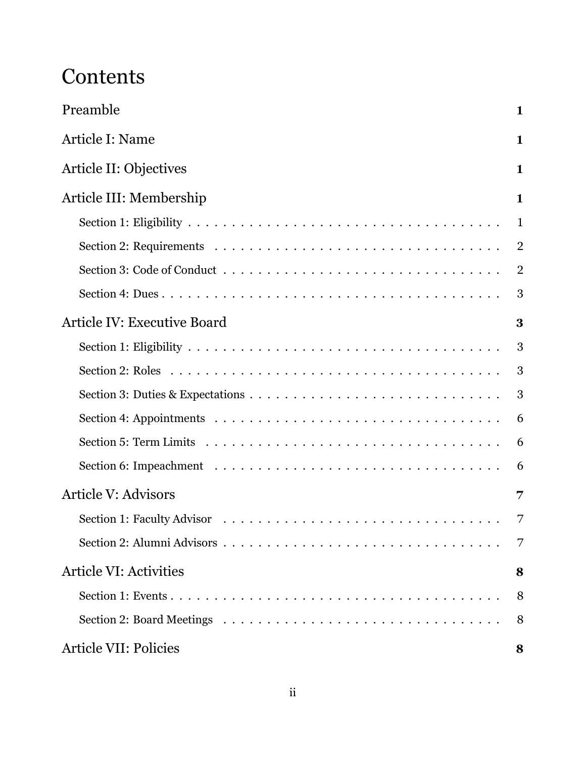# Contents

**Preamble** **1**

**Article I: Name** **1**

**Article II: Objectives** **1**

**Article III: Membership** **1**

- Section 1: Eligibility . . . . . . . . . . 1
- Section 2: Requirements . . . . . . . . . . 2
- Section 3: Code of Conduct . . . . . . . . . . 2
- Section 4: Dues . . . . . . . . . . 3

**Article IV: Executive Board** **3**

- Section 1: Eligibility . . . . . . . . . . 3
- Section 2: Roles . . . . . . . . . . 3
- Section 3: Duties & Expectations . . . . . . . . . . 3
- Section 4: Appointments . . . . . . . . . . 6
- Section 5: Term Limits . . . . . . . . . . 6
- Section 6: Impeachment . . . . . . . . . . 6

**Article V: Advisors** **7**

- Section 1: Faculty Advisor . . . . . . . . . . 7
- Section 2: Alumni Advisors . . . . . . . . . . 7

**Article VI: Activities** **8**

- Section 1: Events . . . . . . . . . . 8
- Section 2: Board Meetings . . . . . . . . . . 8

**Article VII: Policies** **8**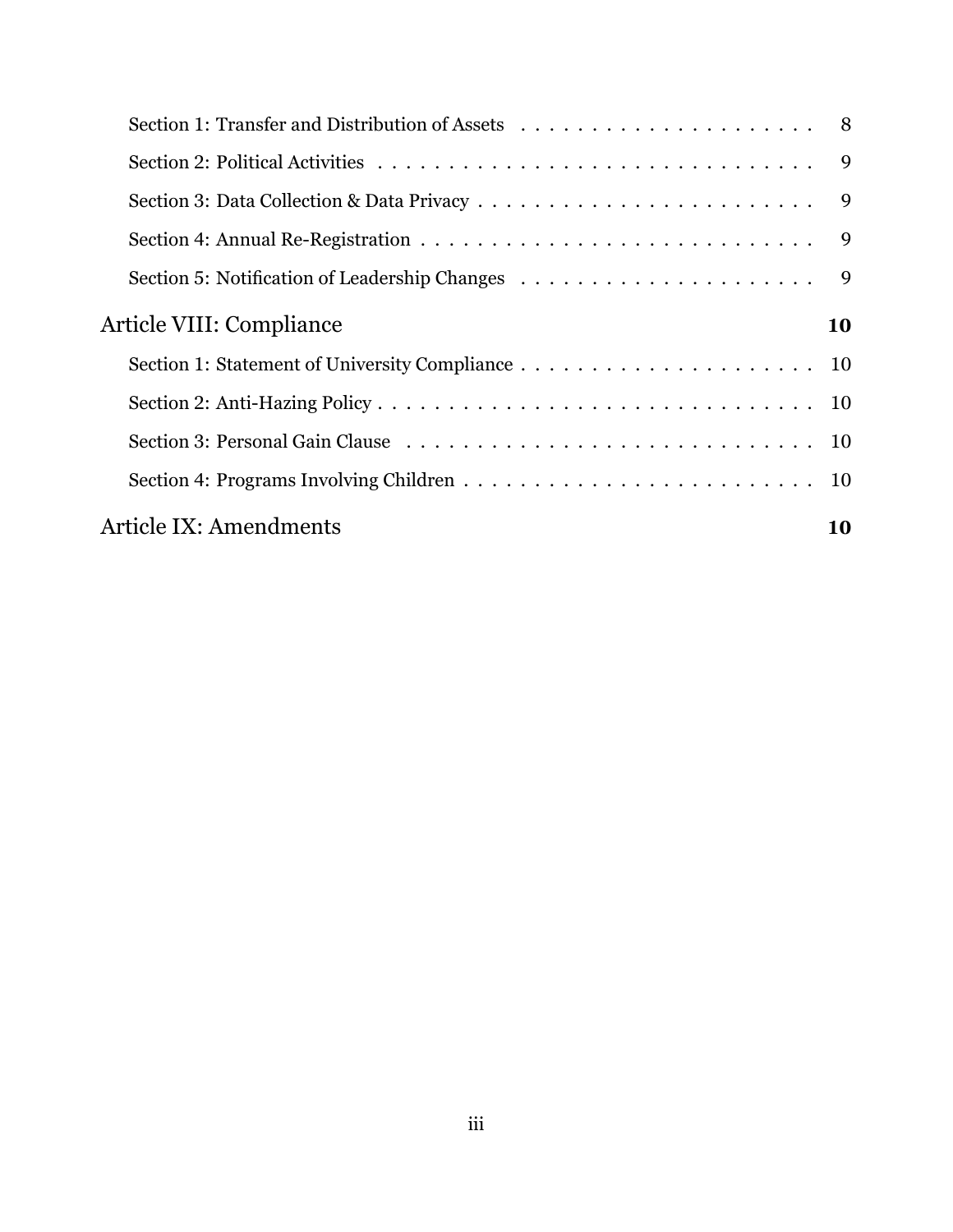- Section 1: Transfer and Distribution of Assets . . . . . . . . . . . . . . . . . . . . . 8
- Section 2: Political Activities . . . . . . . . . . . . . . . . . . . . . . . . . . . . . . . 9
- Section 3: Data Collection & Data Privacy . . . . . . . . . . . . . . . . . . . . . . . . 9
- Section 4: Annual Re-Registration . . . . . . . . . . . . . . . . . . . . . . . . . . . . 9
- Section 5: Notification of Leadership Changes . . . . . . . . . . . . . . . . . . . . . 9

**Article VIII: Compliance** **10**

- Section 1: Statement of University Compliance . . . . . . . . . . . . . . . . . . . . . 10
- Section 2: Anti-Hazing Policy . . . . . . . . . . . . . . . . . . . . . . . . . . . . . . . 10
- Section 3: Personal Gain Clause . . . . . . . . . . . . . . . . . . . . . . . . . . . . . 10
- Section 4: Programs Involving Children . . . . . . . . . . . . . . . . . . . . . . . . . 10

**Article IX: Amendments** **10**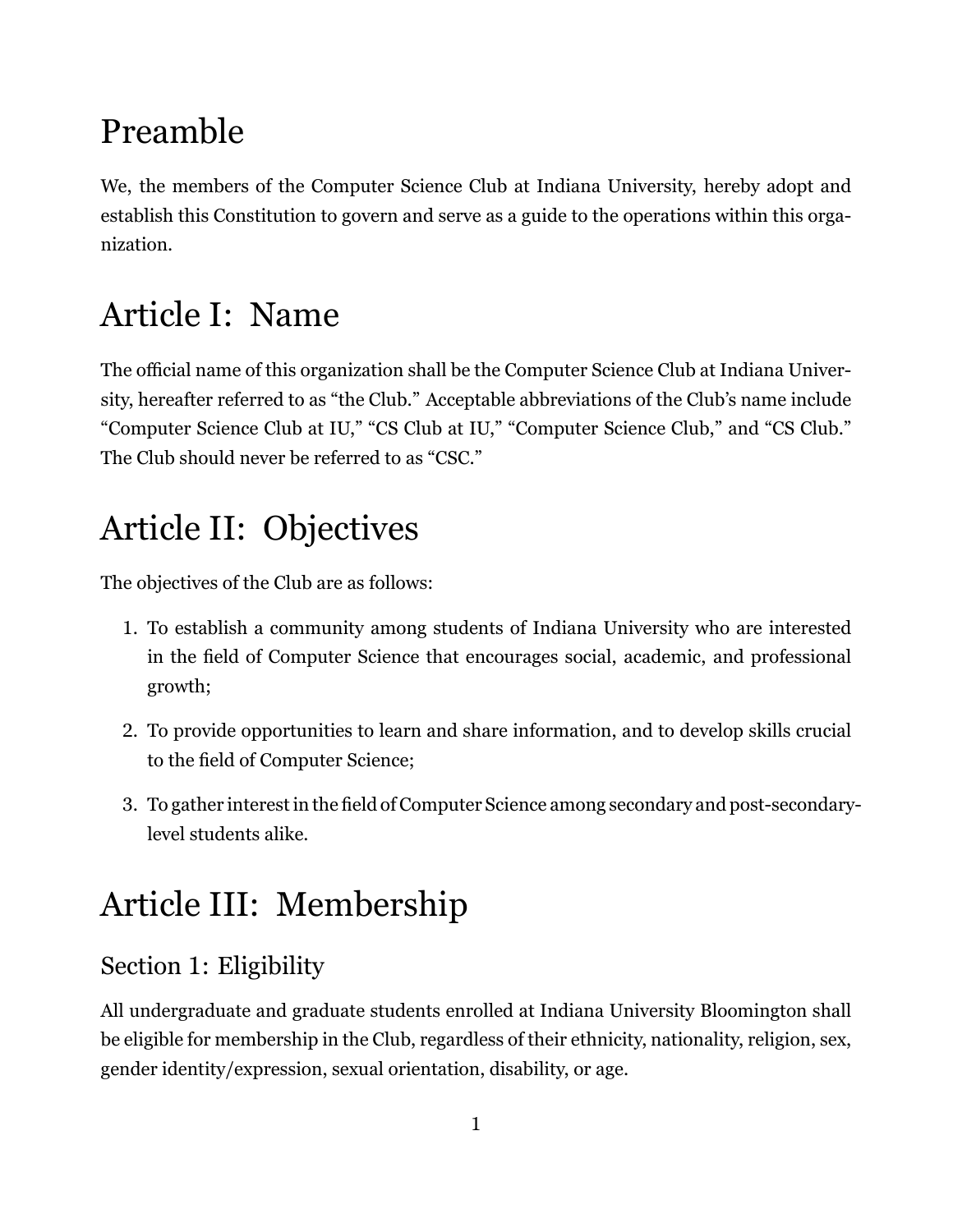# Preamble

We, the members of the Computer Science Club at Indiana University, hereby adopt and establish this Constitution to govern and serve as a guide to the operations within this organization.

# Article I: Name

The official name of this organization shall be the Computer Science Club at Indiana University, hereafter referred to as "the Club." Acceptable abbreviations of the Club's name include "Computer Science Club at IU," "CS Club at IU," "Computer Science Club," and "CS Club." The Club should never be referred to as "CSC."

# Article II: Objectives

The objectives of the Club are as follows:

1. To establish a community among students of Indiana University who are interested in the field of Computer Science that encourages social, academic, and professional growth;
2. To provide opportunities to learn and share information, and to develop skills crucial to the field of Computer Science;
3. To gather interest in the field of Computer Science among secondary and post-secondary-level students alike.

# Article III: Membership

## Section 1: Eligibility

All undergraduate and graduate students enrolled at Indiana University Bloomington shall be eligible for membership in the Club, regardless of their ethnicity, nationality, religion, sex, gender identity/expression, sexual orientation, disability, or age.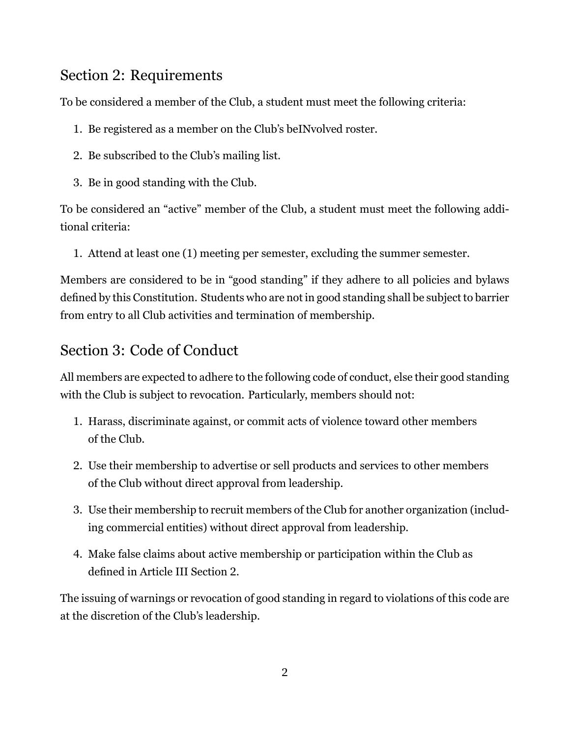## Section 2: Requirements

To be considered a member of the Club, a student must meet the following criteria:

1. Be registered as a member on the Club's beINvolved roster.
2. Be subscribed to the Club's mailing list.
3. Be in good standing with the Club.

To be considered an "active" member of the Club, a student must meet the following additional criteria:

1. Attend at least one (1) meeting per semester, excluding the summer semester.

Members are considered to be in "good standing" if they adhere to all policies and bylaws defined by this Constitution. Students who are not in good standing shall be subject to barrier from entry to all Club activities and termination of membership.

## Section 3: Code of Conduct

All members are expected to adhere to the following code of conduct, else their good standing with the Club is subject to revocation. Particularly, members should not:

1. Harass, discriminate against, or commit acts of violence toward other members of the Club.
2. Use their membership to advertise or sell products and services to other members of the Club without direct approval from leadership.
3. Use their membership to recruit members of the Club for another organization (including commercial entities) without direct approval from leadership.
4. Make false claims about active membership or participation within the Club as defined in Article III Section 2.

The issuing of warnings or revocation of good standing in regard to violations of this code are at the discretion of the Club's leadership.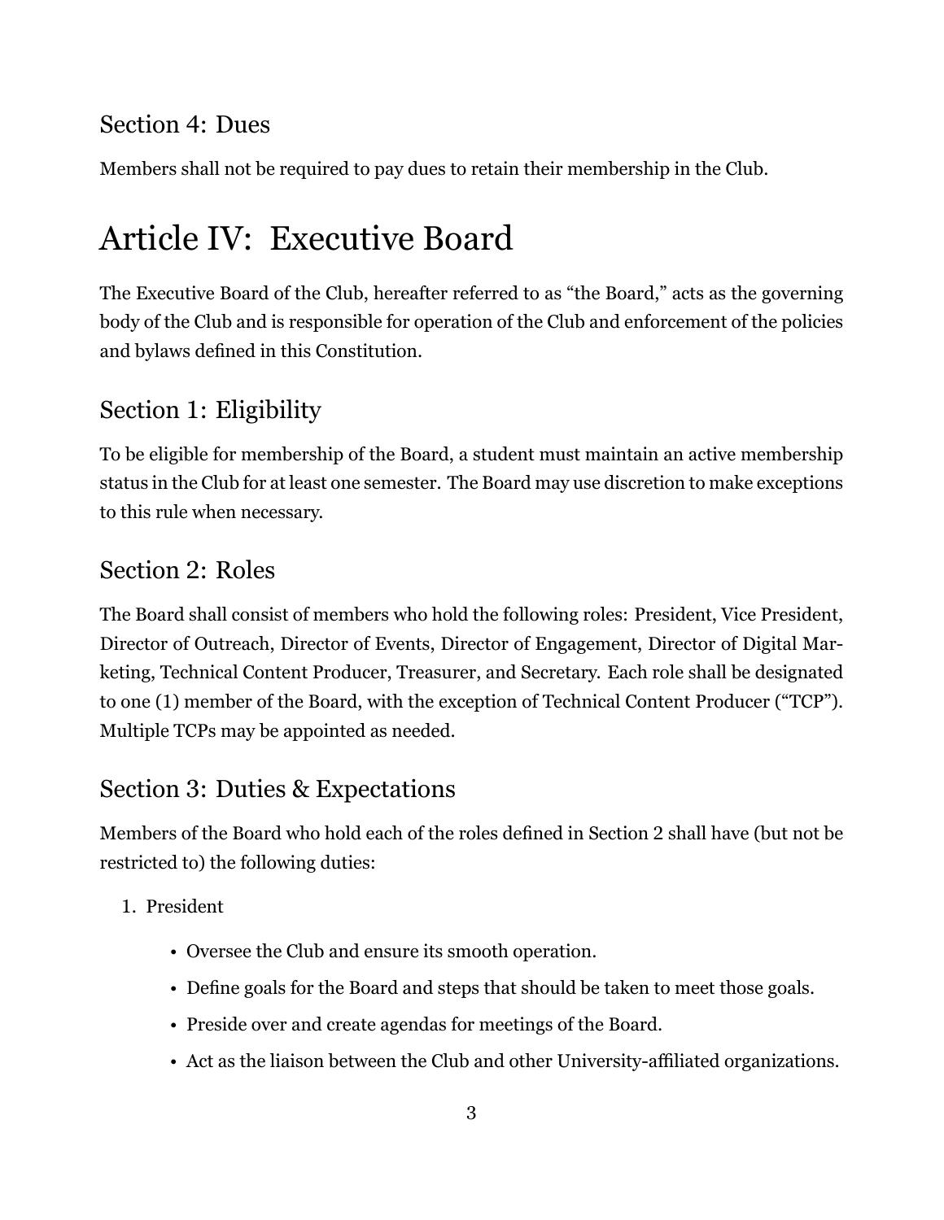### Section 4: Dues

Members shall not be required to pay dues to retain their membership in the Club.

# Article IV: Executive Board

The Executive Board of the Club, hereafter referred to as "the Board," acts as the governing body of the Club and is responsible for operation of the Club and enforcement of the policies and bylaws defined in this Constitution.

### Section 1: Eligibility

To be eligible for membership of the Board, a student must maintain an active membership status in the Club for at least one semester. The Board may use discretion to make exceptions to this rule when necessary.

### Section 2: Roles

The Board shall consist of members who hold the following roles: President, Vice President, Director of Outreach, Director of Events, Director of Engagement, Director of Digital Marketing, Technical Content Producer, Treasurer, and Secretary. Each role shall be designated to one (1) member of the Board, with the exception of Technical Content Producer ("TCP"). Multiple TCPs may be appointed as needed.

### Section 3: Duties & Expectations

Members of the Board who hold each of the roles defined in Section 2 shall have (but not be restricted to) the following duties:

1. President
    - Oversee the Club and ensure its smooth operation.
    - Define goals for the Board and steps that should be taken to meet those goals.
    - Preside over and create agendas for meetings of the Board.
    - Act as the liaison between the Club and other University-affiliated organizations.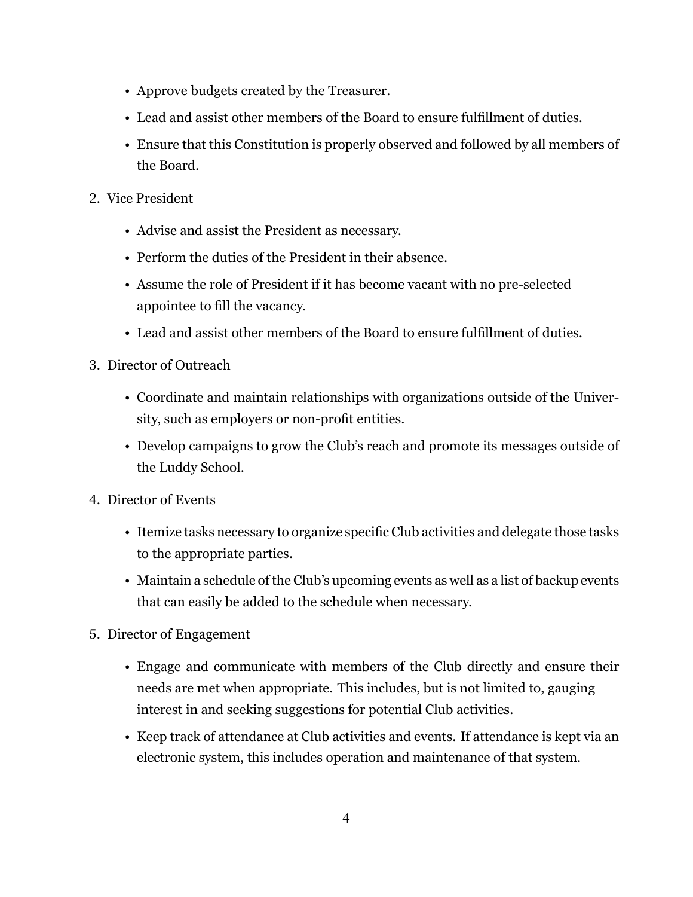- Approve budgets created by the Treasurer.
- Lead and assist other members of the Board to ensure fulfillment of duties.
- Ensure that this Constitution is properly observed and followed by all members of the Board.

2. Vice President

   - Advise and assist the President as necessary.
   - Perform the duties of the President in their absence.
   - Assume the role of President if it has become vacant with no pre-selected appointee to fill the vacancy.
   - Lead and assist other members of the Board to ensure fulfillment of duties.

3. Director of Outreach

   - Coordinate and maintain relationships with organizations outside of the University, such as employers or non-profit entities.
   - Develop campaigns to grow the Club's reach and promote its messages outside of the Luddy School.

4. Director of Events

   - Itemize tasks necessary to organize specific Club activities and delegate those tasks to the appropriate parties.
   - Maintain a schedule of the Club's upcoming events as well as a list of backup events that can easily be added to the schedule when necessary.

5. Director of Engagement

   - Engage and communicate with members of the Club directly and ensure their needs are met when appropriate. This includes, but is not limited to, gauging interest in and seeking suggestions for potential Club activities.
   - Keep track of attendance at Club activities and events. If attendance is kept via an electronic system, this includes operation and maintenance of that system.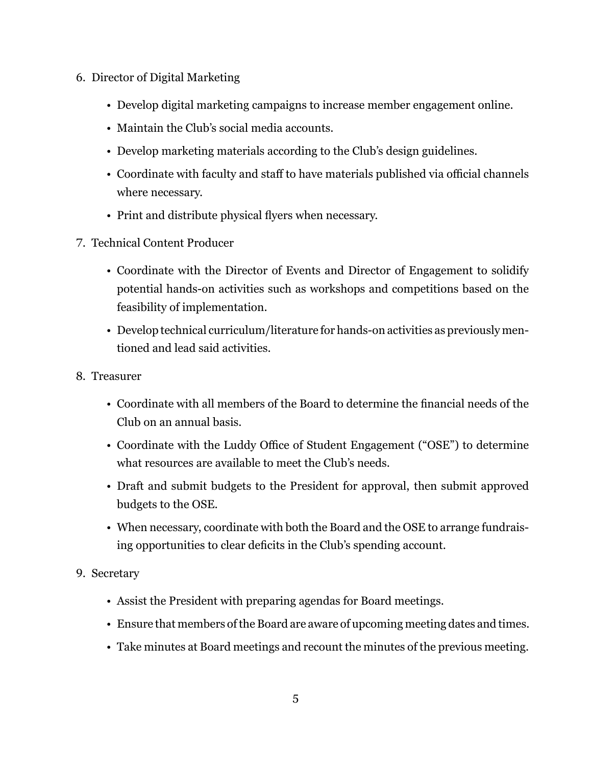6. Director of Digital Marketing

   - Develop digital marketing campaigns to increase member engagement online.
   - Maintain the Club's social media accounts.
   - Develop marketing materials according to the Club's design guidelines.
   - Coordinate with faculty and staff to have materials published via official channels where necessary.
   - Print and distribute physical flyers when necessary.

7. Technical Content Producer

   - Coordinate with the Director of Events and Director of Engagement to solidify potential hands-on activities such as workshops and competitions based on the feasibility of implementation.
   - Develop technical curriculum/literature for hands-on activities as previously mentioned and lead said activities.

8. Treasurer

   - Coordinate with all members of the Board to determine the financial needs of the Club on an annual basis.
   - Coordinate with the Luddy Office of Student Engagement ("OSE") to determine what resources are available to meet the Club's needs.
   - Draft and submit budgets to the President for approval, then submit approved budgets to the OSE.
   - When necessary, coordinate with both the Board and the OSE to arrange fundraising opportunities to clear deficits in the Club's spending account.

9. Secretary

   - Assist the President with preparing agendas for Board meetings.
   - Ensure that members of the Board are aware of upcoming meeting dates and times.
   - Take minutes at Board meetings and recount the minutes of the previous meeting.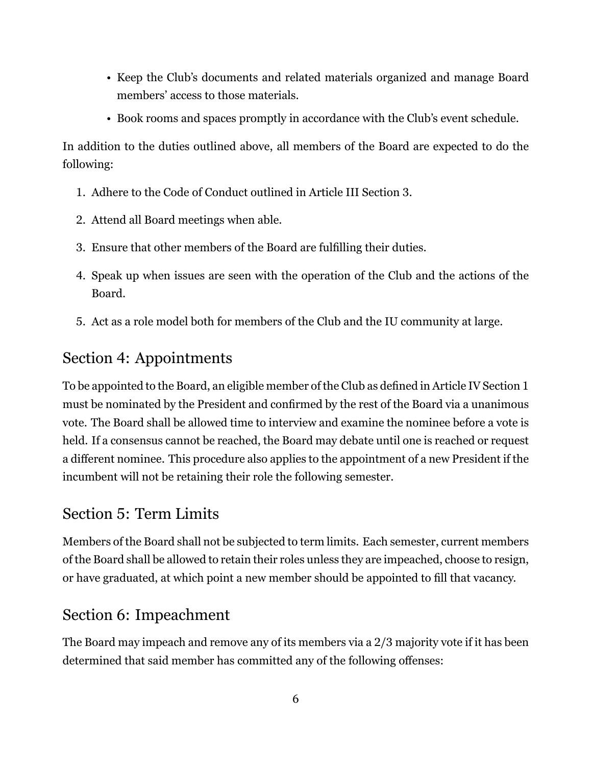- Keep the Club's documents and related materials organized and manage Board members' access to those materials.
- Book rooms and spaces promptly in accordance with the Club's event schedule.

In addition to the duties outlined above, all members of the Board are expected to do the following:

1. Adhere to the Code of Conduct outlined in Article III Section 3.
2. Attend all Board meetings when able.
3. Ensure that other members of the Board are fulfilling their duties.
4. Speak up when issues are seen with the operation of the Club and the actions of the Board.
5. Act as a role model both for members of the Club and the IU community at large.

## Section 4: Appointments

To be appointed to the Board, an eligible member of the Club as defined in Article IV Section 1 must be nominated by the President and confirmed by the rest of the Board via a unanimous vote. The Board shall be allowed time to interview and examine the nominee before a vote is held. If a consensus cannot be reached, the Board may debate until one is reached or request a different nominee. This procedure also applies to the appointment of a new President if the incumbent will not be retaining their role the following semester.

## Section 5: Term Limits

Members of the Board shall not be subjected to term limits. Each semester, current members of the Board shall be allowed to retain their roles unless they are impeached, choose to resign, or have graduated, at which point a new member should be appointed to fill that vacancy.

## Section 6: Impeachment

The Board may impeach and remove any of its members via a 2/3 majority vote if it has been determined that said member has committed any of the following offenses: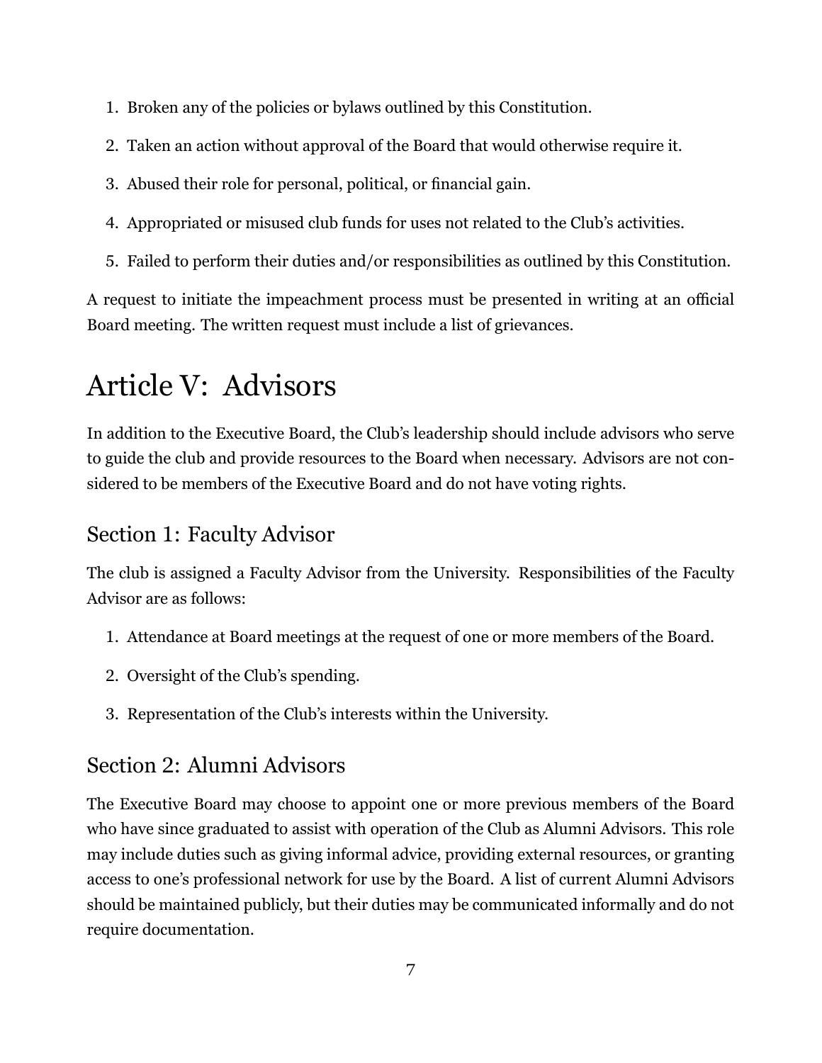1. Broken any of the policies or bylaws outlined by this Constitution.
2. Taken an action without approval of the Board that would otherwise require it.
3. Abused their role for personal, political, or financial gain.
4. Appropriated or misused club funds for uses not related to the Club's activities.
5. Failed to perform their duties and/or responsibilities as outlined by this Constitution.

A request to initiate the impeachment process must be presented in writing at an official Board meeting. The written request must include a list of grievances.

# Article V: Advisors

In addition to the Executive Board, the Club's leadership should include advisors who serve to guide the club and provide resources to the Board when necessary. Advisors are not considered to be members of the Executive Board and do not have voting rights.

## Section 1: Faculty Advisor

The club is assigned a Faculty Advisor from the University. Responsibilities of the Faculty Advisor are as follows:

1. Attendance at Board meetings at the request of one or more members of the Board.
2. Oversight of the Club's spending.
3. Representation of the Club's interests within the University.

## Section 2: Alumni Advisors

The Executive Board may choose to appoint one or more previous members of the Board who have since graduated to assist with operation of the Club as Alumni Advisors. This role may include duties such as giving informal advice, providing external resources, or granting access to one's professional network for use by the Board. A list of current Alumni Advisors should be maintained publicly, but their duties may be communicated informally and do not require documentation.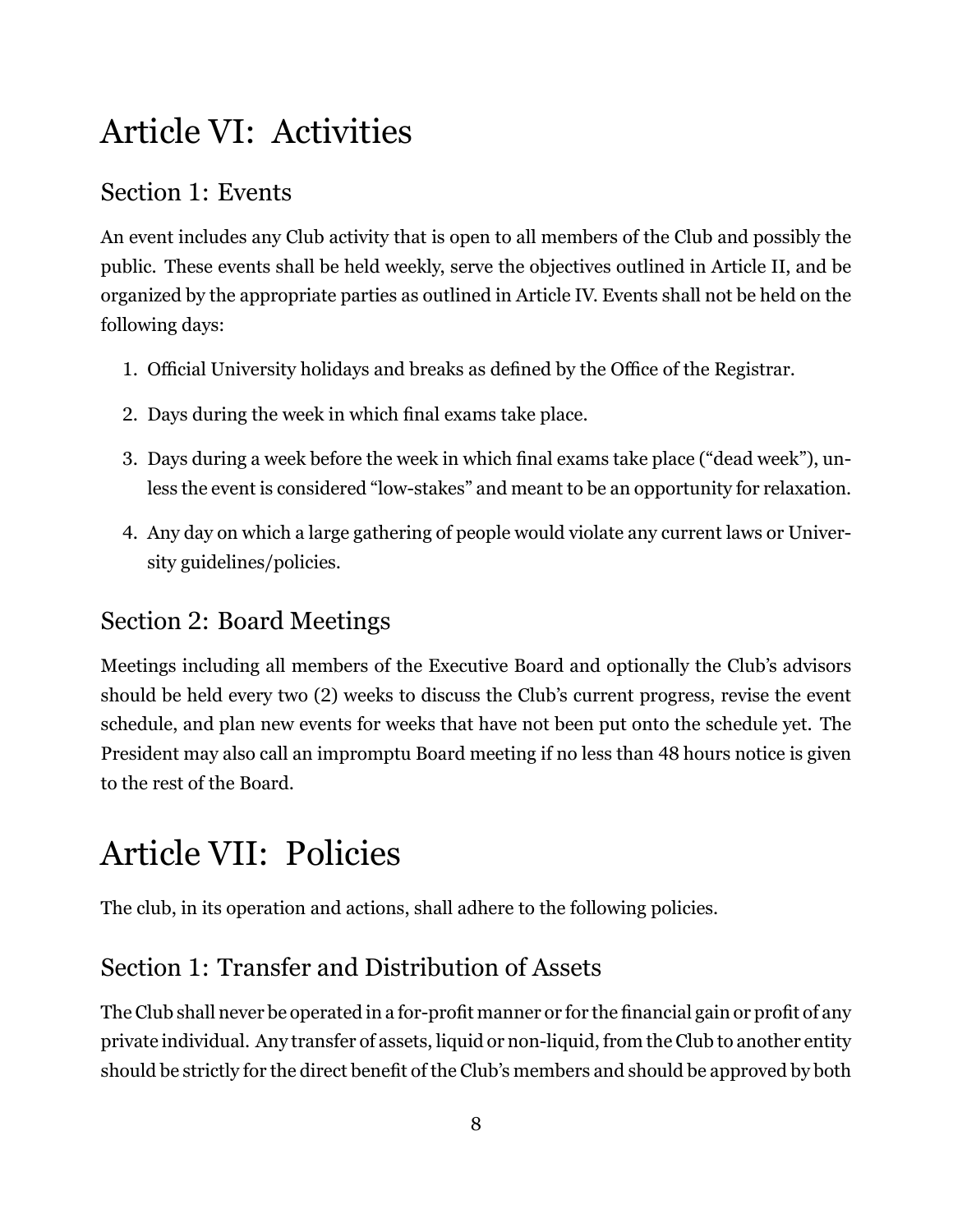# Article VI: Activities

## Section 1: Events

An event includes any Club activity that is open to all members of the Club and possibly the public. These events shall be held weekly, serve the objectives outlined in Article II, and be organized by the appropriate parties as outlined in Article IV. Events shall not be held on the following days:

1. Official University holidays and breaks as defined by the Office of the Registrar.
2. Days during the week in which final exams take place.
3. Days during a week before the week in which final exams take place ("dead week"), unless the event is considered "low-stakes" and meant to be an opportunity for relaxation.
4. Any day on which a large gathering of people would violate any current laws or University guidelines/policies.

## Section 2: Board Meetings

Meetings including all members of the Executive Board and optionally the Club's advisors should be held every two (2) weeks to discuss the Club's current progress, revise the event schedule, and plan new events for weeks that have not been put onto the schedule yet. The President may also call an impromptu Board meeting if no less than 48 hours notice is given to the rest of the Board.

# Article VII: Policies

The club, in its operation and actions, shall adhere to the following policies.

## Section 1: Transfer and Distribution of Assets

The Club shall never be operated in a for-profit manner or for the financial gain or profit of any private individual. Any transfer of assets, liquid or non-liquid, from the Club to another entity should be strictly for the direct benefit of the Club's members and should be approved by both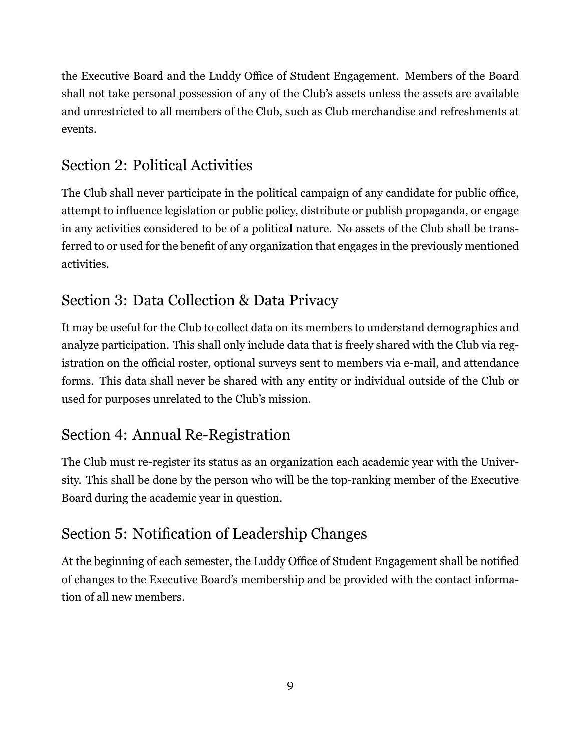the Executive Board and the Luddy Office of Student Engagement. Members of the Board shall not take personal possession of any of the Club's assets unless the assets are available and unrestricted to all members of the Club, such as Club merchandise and refreshments at events.

## Section 2: Political Activities

The Club shall never participate in the political campaign of any candidate for public office, attempt to influence legislation or public policy, distribute or publish propaganda, or engage in any activities considered to be of a political nature. No assets of the Club shall be transferred to or used for the benefit of any organization that engages in the previously mentioned activities.

## Section 3: Data Collection & Data Privacy

It may be useful for the Club to collect data on its members to understand demographics and analyze participation. This shall only include data that is freely shared with the Club via registration on the official roster, optional surveys sent to members via e-mail, and attendance forms. This data shall never be shared with any entity or individual outside of the Club or used for purposes unrelated to the Club's mission.

## Section 4: Annual Re-Registration

The Club must re-register its status as an organization each academic year with the University. This shall be done by the person who will be the top-ranking member of the Executive Board during the academic year in question.

## Section 5: Notification of Leadership Changes

At the beginning of each semester, the Luddy Office of Student Engagement shall be notified of changes to the Executive Board's membership and be provided with the contact information of all new members.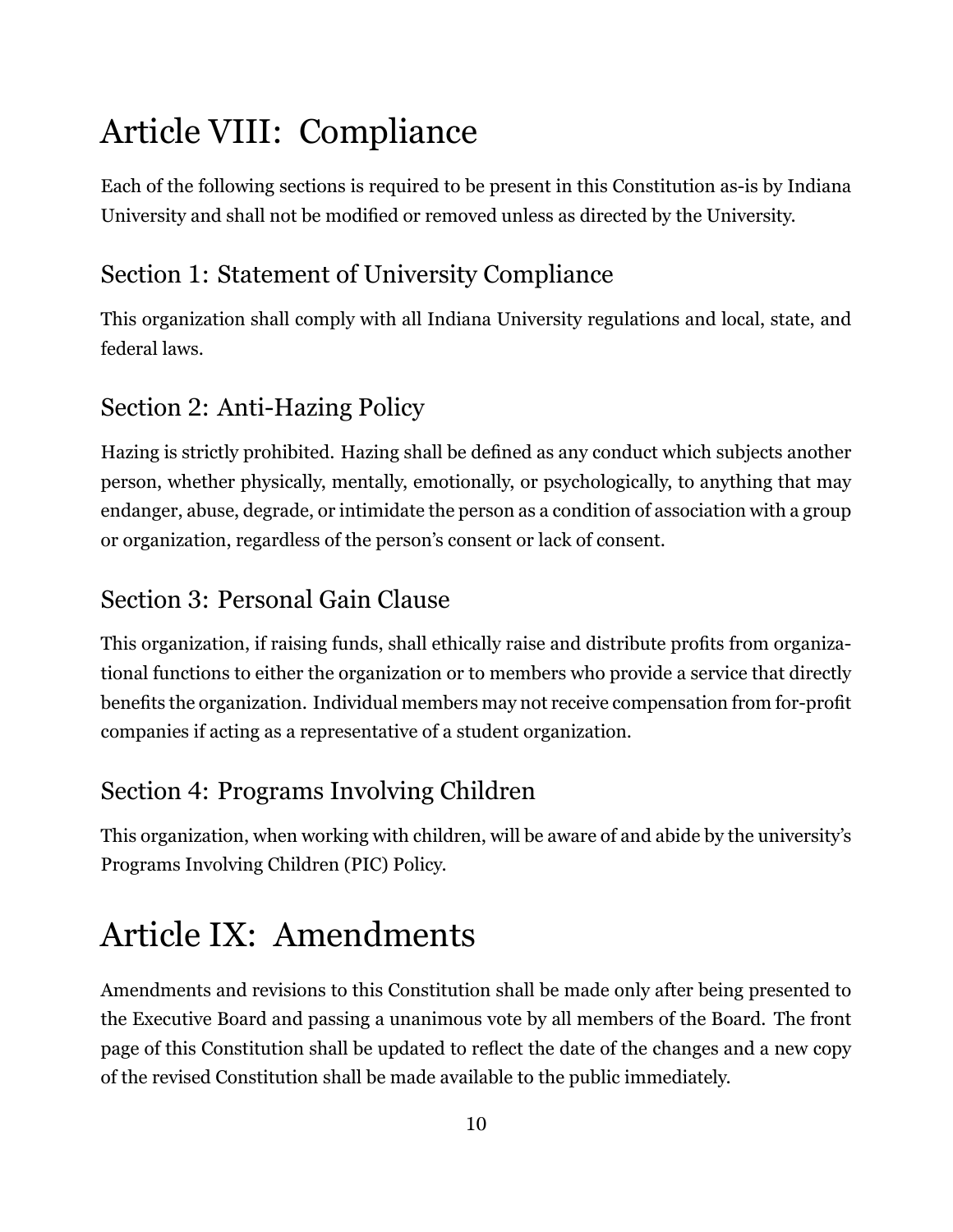# Article VIII: Compliance

Each of the following sections is required to be present in this Constitution as-is by Indiana University and shall not be modified or removed unless as directed by the University.

## Section 1: Statement of University Compliance

This organization shall comply with all Indiana University regulations and local, state, and federal laws.

## Section 2: Anti-Hazing Policy

Hazing is strictly prohibited. Hazing shall be defined as any conduct which subjects another person, whether physically, mentally, emotionally, or psychologically, to anything that may endanger, abuse, degrade, or intimidate the person as a condition of association with a group or organization, regardless of the person's consent or lack of consent.

## Section 3: Personal Gain Clause

This organization, if raising funds, shall ethically raise and distribute profits from organizational functions to either the organization or to members who provide a service that directly benefits the organization. Individual members may not receive compensation from for-profit companies if acting as a representative of a student organization.

## Section 4: Programs Involving Children

This organization, when working with children, will be aware of and abide by the university's Programs Involving Children (PIC) Policy.

# Article IX: Amendments

Amendments and revisions to this Constitution shall be made only after being presented to the Executive Board and passing a unanimous vote by all members of the Board. The front page of this Constitution shall be updated to reflect the date of the changes and a new copy of the revised Constitution shall be made available to the public immediately.